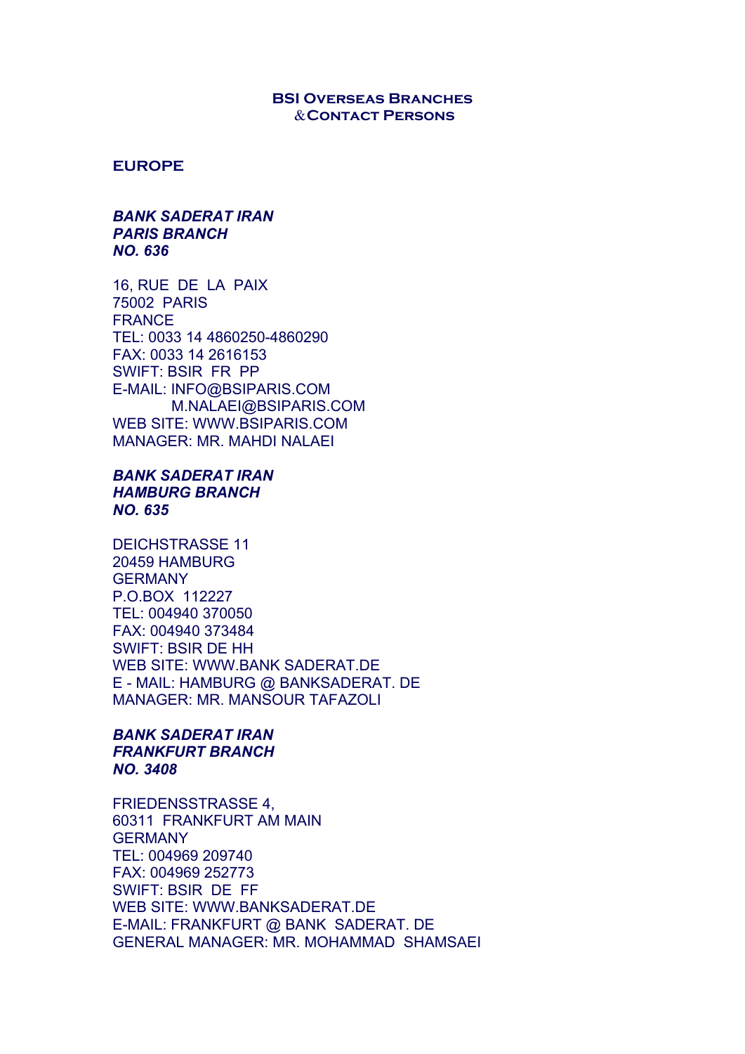# BSI OVERSEAS BRANCHES
# &CONTACT PERSONS

## EUROPE

***BANK SADERAT IRAN***
***PARIS BRANCH***
***NO. 636***

16, RUE DE LA PAIX
75002 PARIS
FRANCE
TEL: 0033 14 4860250-4860290
FAX: 0033 14 2616153
SWIFT: BSIR FR PP
E-MAIL: INFO@BSIPARIS.COM
M.NALAEI@BSIPARIS.COM
WEB SITE: WWW.BSIPARIS.COM
MANAGER: MR. MAHDI NALAEI

***BANK SADERAT IRAN***
***HAMBURG BRANCH***
***NO. 635***

DEICHSTRASSE 11
20459 HAMBURG
GERMANY
P.O.BOX 112227
TEL: 004940 370050
FAX: 004940 373484
SWIFT: BSIR DE HH
WEB SITE: WWW.BANK SADERAT.DE
E - MAIL: HAMBURG @ BANKSADERAT. DE
MANAGER: MR. MANSOUR TAFAZOLI

***BANK SADERAT IRAN***
***FRANKFURT BRANCH***
***NO. 3408***

FRIEDENSSTRASSE 4,
60311 FRANKFURT AM MAIN
GERMANY
TEL: 004969 209740
FAX: 004969 252773
SWIFT: BSIR DE FF
WEB SITE: WWW.BANKSADERAT.DE
E-MAIL: FRANKFURT @ BANK SADERAT. DE
GENERAL MANAGER: MR. MOHAMMAD SHAMSAEI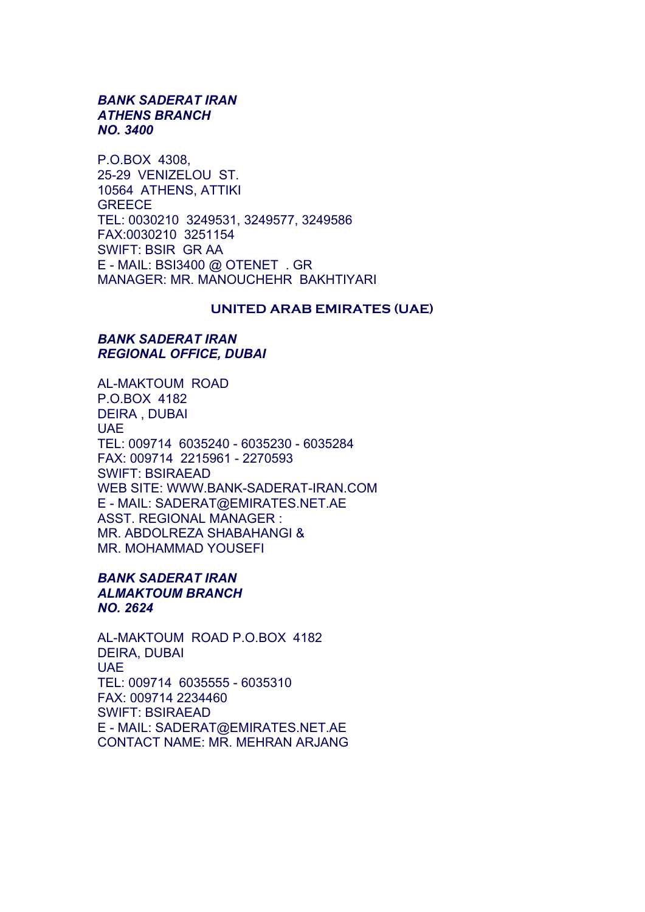***BANK SADERAT IRAN***
***ATHENS BRANCH***
***NO. 3400***

P.O.BOX 4308,
25-29 VENIZELOU ST.
10564 ATHENS, ATTIKI
GREECE
TEL: 0030210 3249531, 3249577, 3249586
FAX:0030210 3251154
SWIFT: BSIR GR AA
E - MAIL: BSI3400 @ OTENET . GR
MANAGER: MR. MANOUCHEHR BAKHTIYARI

## UNITED ARAB EMIRATES (UAE)

***BANK SADERAT IRAN***
***REGIONAL OFFICE, DUBAI***

AL-MAKTOUM ROAD
P.O.BOX 4182
DEIRA , DUBAI
UAE
TEL: 009714 6035240 - 6035230 - 6035284
FAX: 009714 2215961 - 2270593
SWIFT: BSIRAEAD
WEB SITE: WWW.BANK-SADERAT-IRAN.COM
E - MAIL: SADERAT@EMIRATES.NET.AE
ASST. REGIONAL MANAGER :
MR. ABDOLREZA SHABAHANGI &
MR. MOHAMMAD YOUSEFI

***BANK SADERAT IRAN***
***ALMAKTOUM BRANCH***
***NO. 2624***

AL-MAKTOUM ROAD P.O.BOX 4182
DEIRA, DUBAI
UAE
TEL: 009714 6035555 - 6035310
FAX: 009714 2234460
SWIFT: BSIRAEAD
E - MAIL: SADERAT@EMIRATES.NET.AE
CONTACT NAME: MR. MEHRAN ARJANG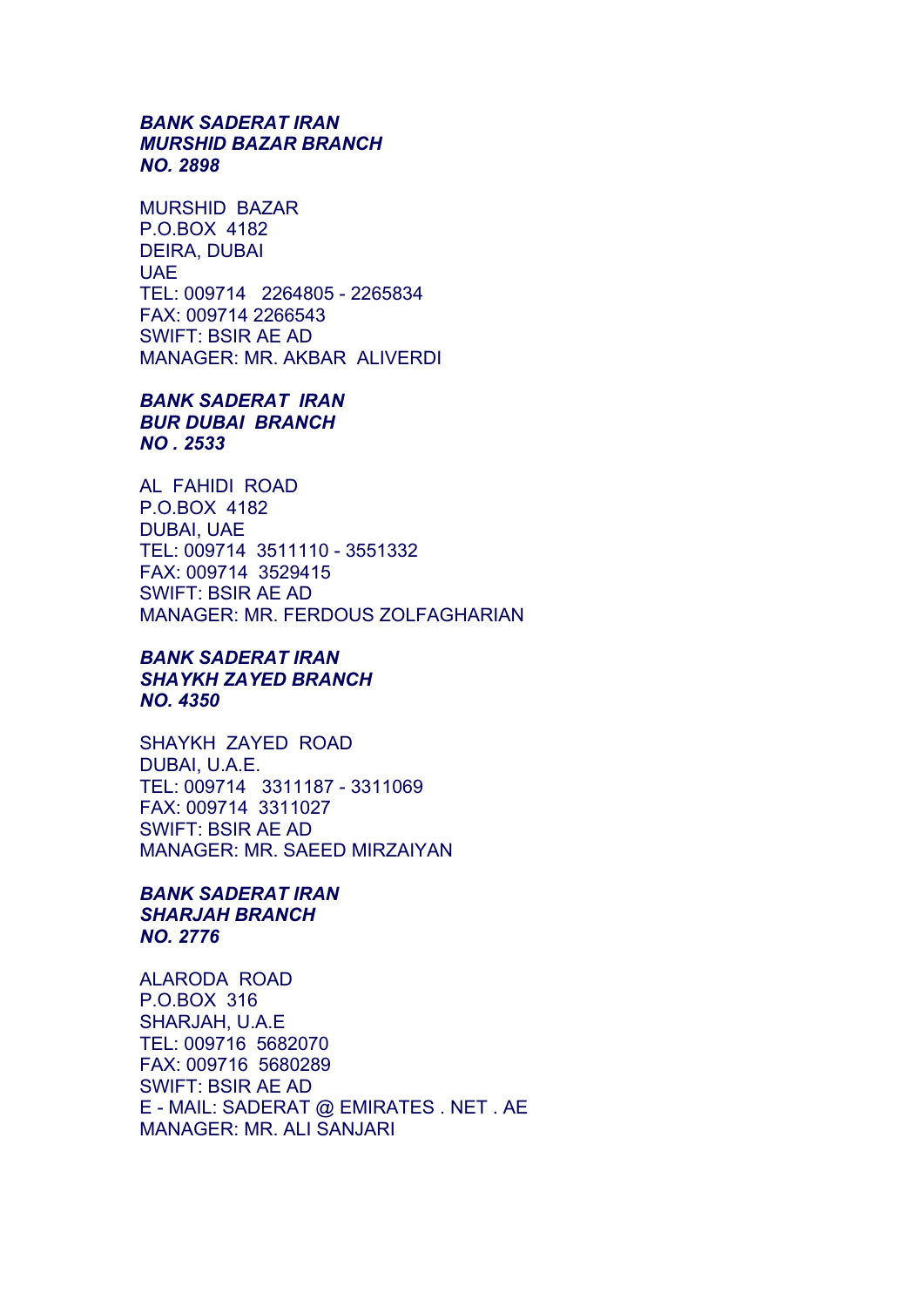***BANK SADERAT IRAN***
***MURSHID BAZAR BRANCH***
***NO. 2898***

MURSHID BAZAR
P.O.BOX 4182
DEIRA, DUBAI
UAE
TEL: 009714 2264805 - 2265834
FAX: 009714 2266543
SWIFT: BSIR AE AD
MANAGER: MR. AKBAR ALIVERDI

***BANK SADERAT IRAN***
***BUR DUBAI BRANCH***
***NO . 2533***

AL FAHIDI ROAD
P.O.BOX 4182
DUBAI, UAE
TEL: 009714 3511110 - 3551332
FAX: 009714 3529415
SWIFT: BSIR AE AD
MANAGER: MR. FERDOUS ZOLFAGHARIAN

***BANK SADERAT IRAN***
***SHAYKH ZAYED BRANCH***
***NO. 4350***

SHAYKH ZAYED ROAD
DUBAI, U.A.E.
TEL: 009714 3311187 - 3311069
FAX: 009714 3311027
SWIFT: BSIR AE AD
MANAGER: MR. SAEED MIRZAIYAN

***BANK SADERAT IRAN***
***SHARJAH BRANCH***
***NO. 2776***

ALARODA ROAD
P.O.BOX 316
SHARJAH, U.A.E
TEL: 009716 5682070
FAX: 009716 5680289
SWIFT: BSIR AE AD
E - MAIL: SADERAT @ EMIRATES . NET . AE
MANAGER: MR. ALI SANJARI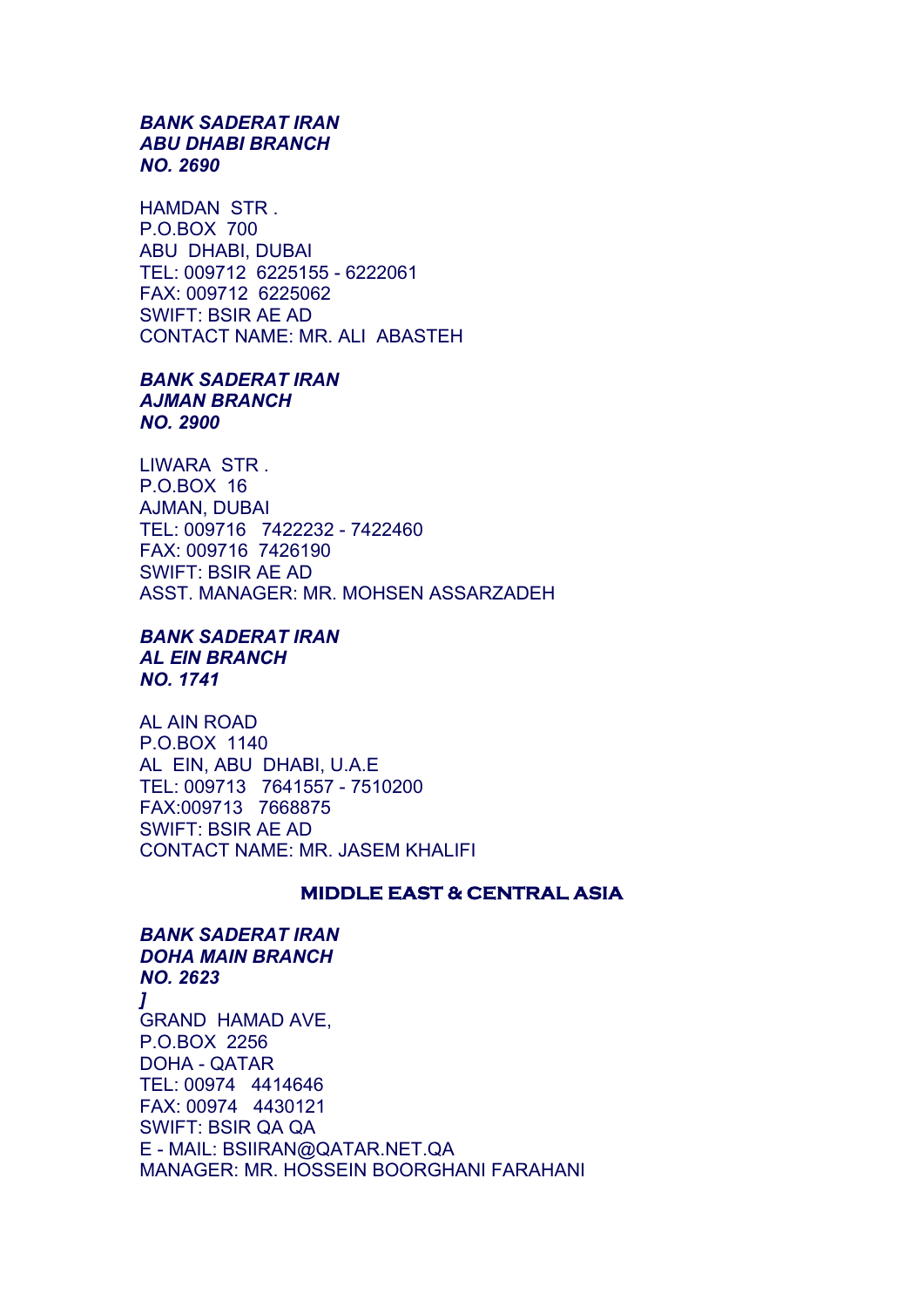***BANK SADERAT IRAN***
***ABU DHABI BRANCH***
***NO. 2690***

HAMDAN STR .
P.O.BOX 700
ABU DHABI, DUBAI
TEL: 009712 6225155 - 6222061
FAX: 009712 6225062
SWIFT: BSIR AE AD
CONTACT NAME: MR. ALI ABASTEH

***BANK SADERAT IRAN***
***AJMAN BRANCH***
***NO. 2900***

LIWARA STR .
P.O.BOX 16
AJMAN, DUBAI
TEL: 009716 7422232 - 7422460
FAX: 009716 7426190
SWIFT: BSIR AE AD
ASST. MANAGER: MR. MOHSEN ASSARZADEH

***BANK SADERAT IRAN***
***AL EIN BRANCH***
***NO. 1741***

AL AIN ROAD
P.O.BOX 1140
AL EIN, ABU DHABI, U.A.E
TEL: 009713 7641557 - 7510200
FAX:009713 7668875
SWIFT: BSIR AE AD
CONTACT NAME: MR. JASEM KHALIFI

## MIDDLE EAST & CENTRAL ASIA

***BANK SADERAT IRAN***
***DOHA MAIN BRANCH***
***NO. 2623***
***]***

GRAND HAMAD AVE,
P.O.BOX 2256
DOHA - QATAR
TEL: 00974 4414646
FAX: 00974 4430121
SWIFT: BSIR QA QA
E - MAIL: BSIIRAN@QATAR.NET.QA
MANAGER: MR. HOSSEIN BOORGHANI FARAHANI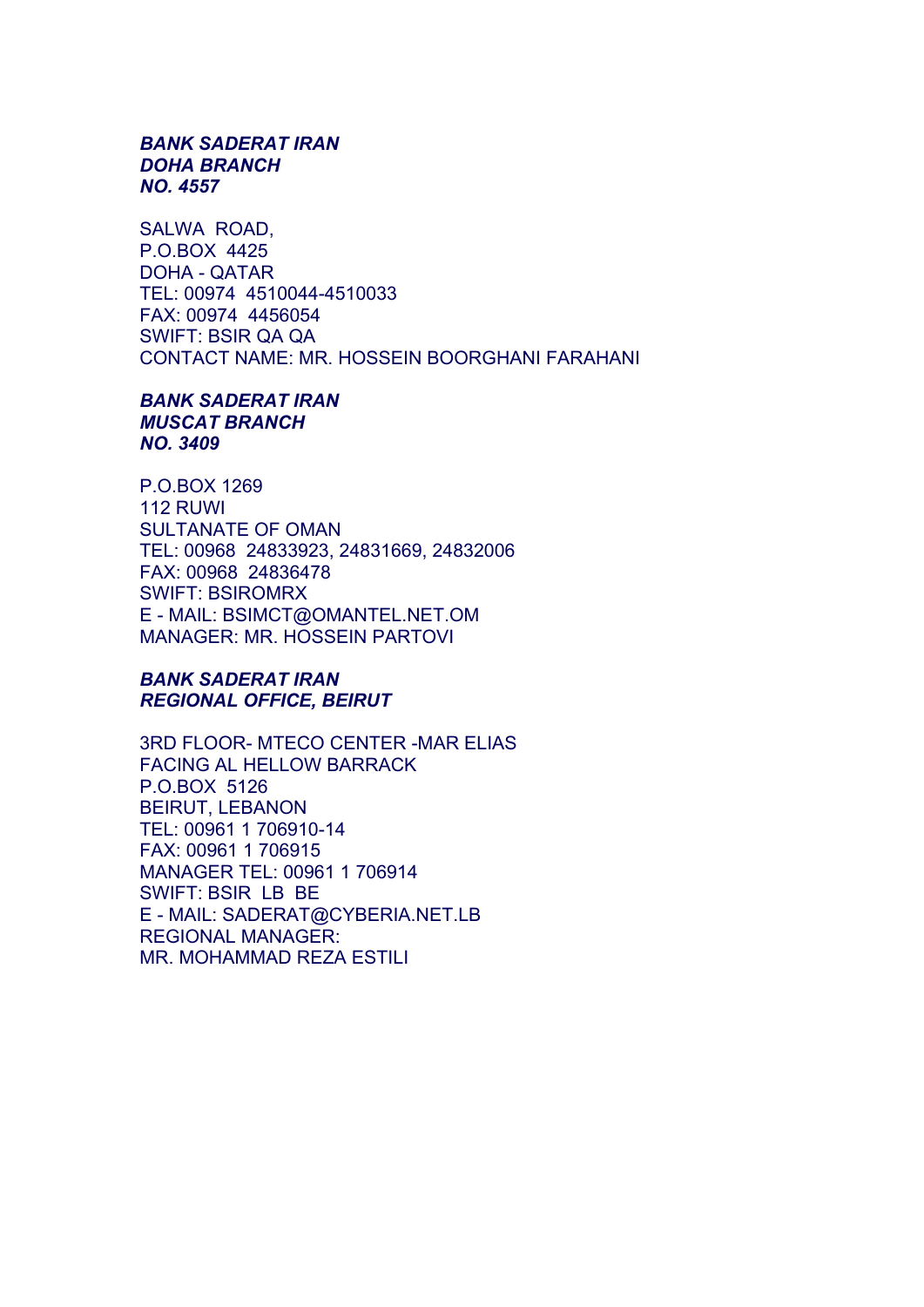***BANK SADERAT IRAN***
***DOHA BRANCH***
***NO. 4557***

SALWA ROAD,
P.O.BOX 4425
DOHA - QATAR
TEL: 00974 4510044-4510033
FAX: 00974 4456054
SWIFT: BSIR QA QA
CONTACT NAME: MR. HOSSEIN BOORGHANI FARAHANI

***BANK SADERAT IRAN***
***MUSCAT BRANCH***
***NO. 3409***

P.O.BOX 1269
112 RUWI
SULTANATE OF OMAN
TEL: 00968 24833923, 24831669, 24832006
FAX: 00968 24836478
SWIFT: BSIROMRX
E - MAIL: BSIMCT@OMANTEL.NET.OM
MANAGER: MR. HOSSEIN PARTOVI

***BANK SADERAT IRAN***
***REGIONAL OFFICE, BEIRUT***

3RD FLOOR- MTECO CENTER -MAR ELIAS
FACING AL HELLOW BARRACK
P.O.BOX 5126
BEIRUT, LEBANON
TEL: 00961 1 706910-14
FAX: 00961 1 706915
MANAGER TEL: 00961 1 706914
SWIFT: BSIR LB BE
E - MAIL: SADERAT@CYBERIA.NET.LB
REGIONAL MANAGER:
MR. MOHAMMAD REZA ESTILI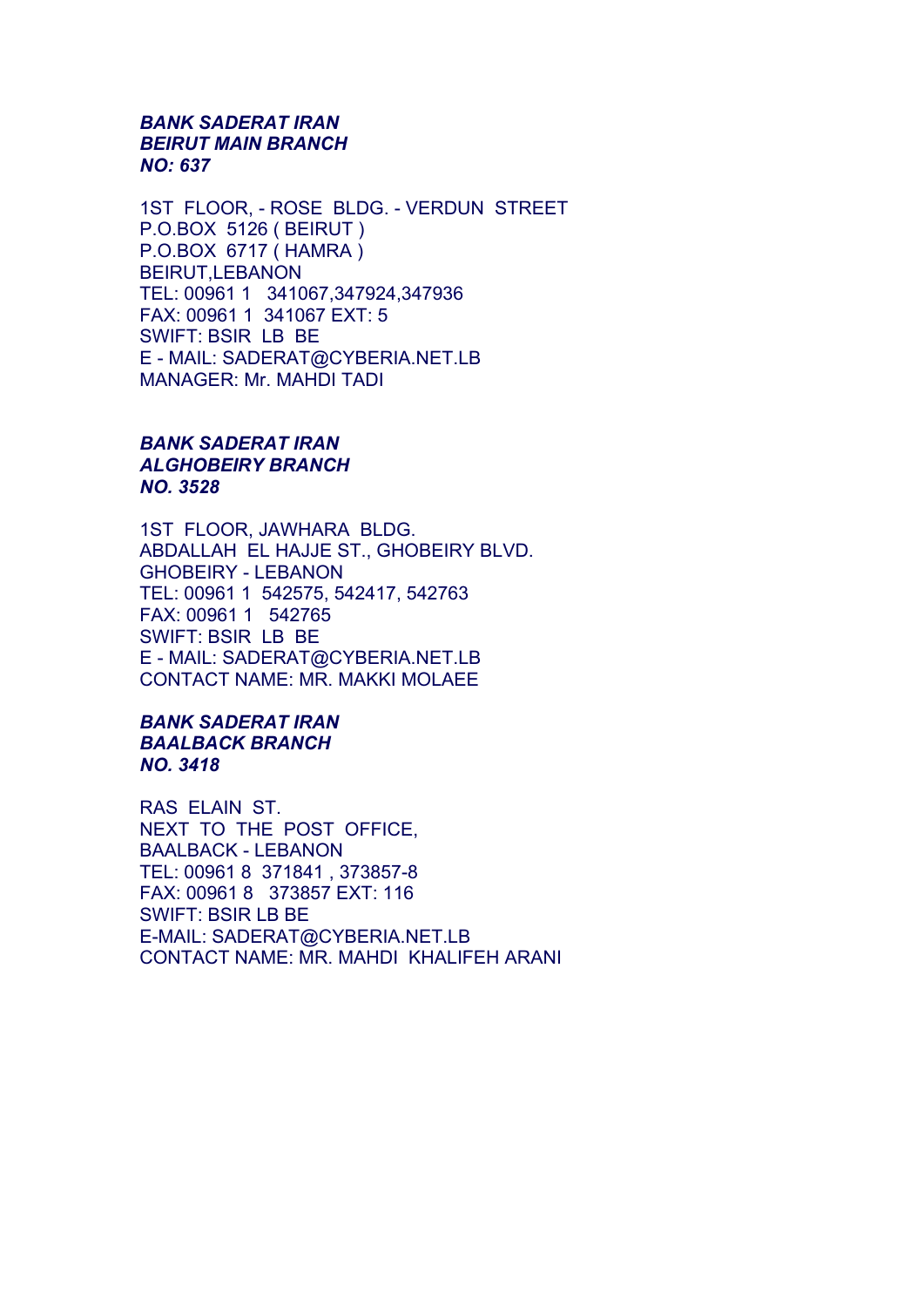***BANK SADERAT IRAN***
***BEIRUT MAIN BRANCH***
***NO: 637***

1ST FLOOR, - ROSE BLDG. - VERDUN STREET
P.O.BOX 5126 ( BEIRUT )
P.O.BOX 6717 ( HAMRA )
BEIRUT,LEBANON
TEL: 00961 1 341067,347924,347936
FAX: 00961 1 341067 EXT: 5
SWIFT: BSIR LB BE
E - MAIL: SADERAT@CYBERIA.NET.LB
MANAGER: Mr. MAHDI TADI

***BANK SADERAT IRAN***
***ALGHOBEIRY BRANCH***
***NO. 3528***

1ST FLOOR, JAWHARA BLDG.
ABDALLAH EL HAJJE ST., GHOBEIRY BLVD.
GHOBEIRY - LEBANON
TEL: 00961 1 542575, 542417, 542763
FAX: 00961 1 542765
SWIFT: BSIR LB BE
E - MAIL: SADERAT@CYBERIA.NET.LB
CONTACT NAME: MR. MAKKI MOLAEE

***BANK SADERAT IRAN***
***BAALBACK BRANCH***
***NO. 3418***

RAS ELAIN ST.
NEXT TO THE POST OFFICE,
BAALBACK - LEBANON
TEL: 00961 8 371841 , 373857-8
FAX: 00961 8 373857 EXT: 116
SWIFT: BSIR LB BE
E-MAIL: SADERAT@CYBERIA.NET.LB
CONTACT NAME: MR. MAHDI KHALIFEH ARANI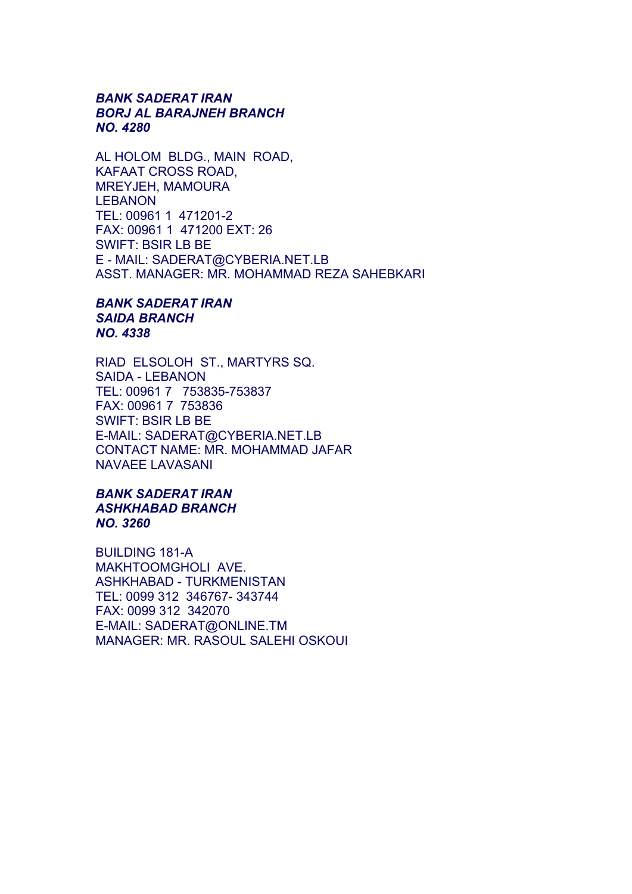***BANK SADERAT IRAN***
***BORJ AL BARAJNEH BRANCH***
***NO. 4280***

AL HOLOM BLDG., MAIN ROAD,
KAFAAT CROSS ROAD,
MREYJEH, MAMOURA
LEBANON
TEL: 00961 1 471201-2
FAX: 00961 1 471200 EXT: 26
SWIFT: BSIR LB BE
E - MAIL: SADERAT@CYBERIA.NET.LB
ASST. MANAGER: MR. MOHAMMAD REZA SAHEBKARI

***BANK SADERAT IRAN***
***SAIDA BRANCH***
***NO. 4338***

RIAD ELSOLOH ST., MARTYRS SQ.
SAIDA - LEBANON
TEL: 00961 7 753835-753837
FAX: 00961 7 753836
SWIFT: BSIR LB BE
E-MAIL: SADERAT@CYBERIA.NET.LB
CONTACT NAME: MR. MOHAMMAD JAFAR NAVAEE LAVASANI

***BANK SADERAT IRAN***
***ASHKHABAD BRANCH***
***NO. 3260***

BUILDING 181-A
MAKHTOOMGHOLI AVE.
ASHKHABAD - TURKMENISTAN
TEL: 0099 312 346767- 343744
FAX: 0099 312 342070
E-MAIL: SADERAT@ONLINE.TM
MANAGER: MR. RASOUL SALEHI OSKOUI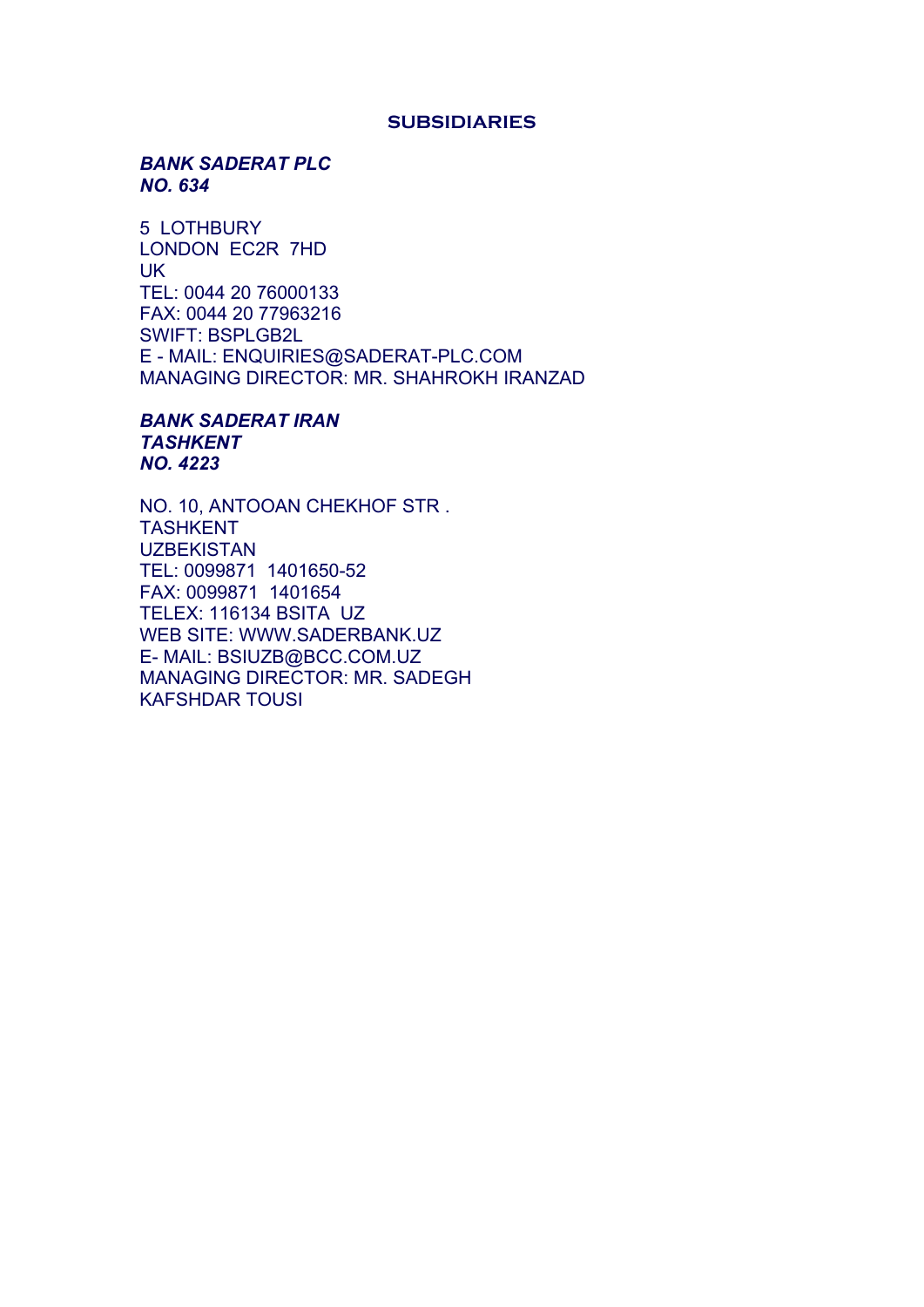## SUBSIDIARIES

***BANK SADERAT PLC***
***NO. 634***

5 LOTHBURY
LONDON EC2R 7HD
UK
TEL: 0044 20 76000133
FAX: 0044 20 77963216
SWIFT: BSPLGB2L
E - MAIL: ENQUIRIES@SADERAT-PLC.COM
MANAGING DIRECTOR: MR. SHAHROKH IRANZAD

***BANK SADERAT IRAN***
***TASHKENT***
***NO. 4223***

NO. 10, ANTOOAN CHEKHOF STR .
TASHKENT
UZBEKISTAN
TEL: 0099871 1401650-52
FAX: 0099871 1401654
TELEX: 116134 BSITA UZ
WEB SITE: WWW.SADERBANK.UZ
E- MAIL: BSIUZB@BCC.COM.UZ
MANAGING DIRECTOR: MR. SADEGH KAFSHDAR TOUSI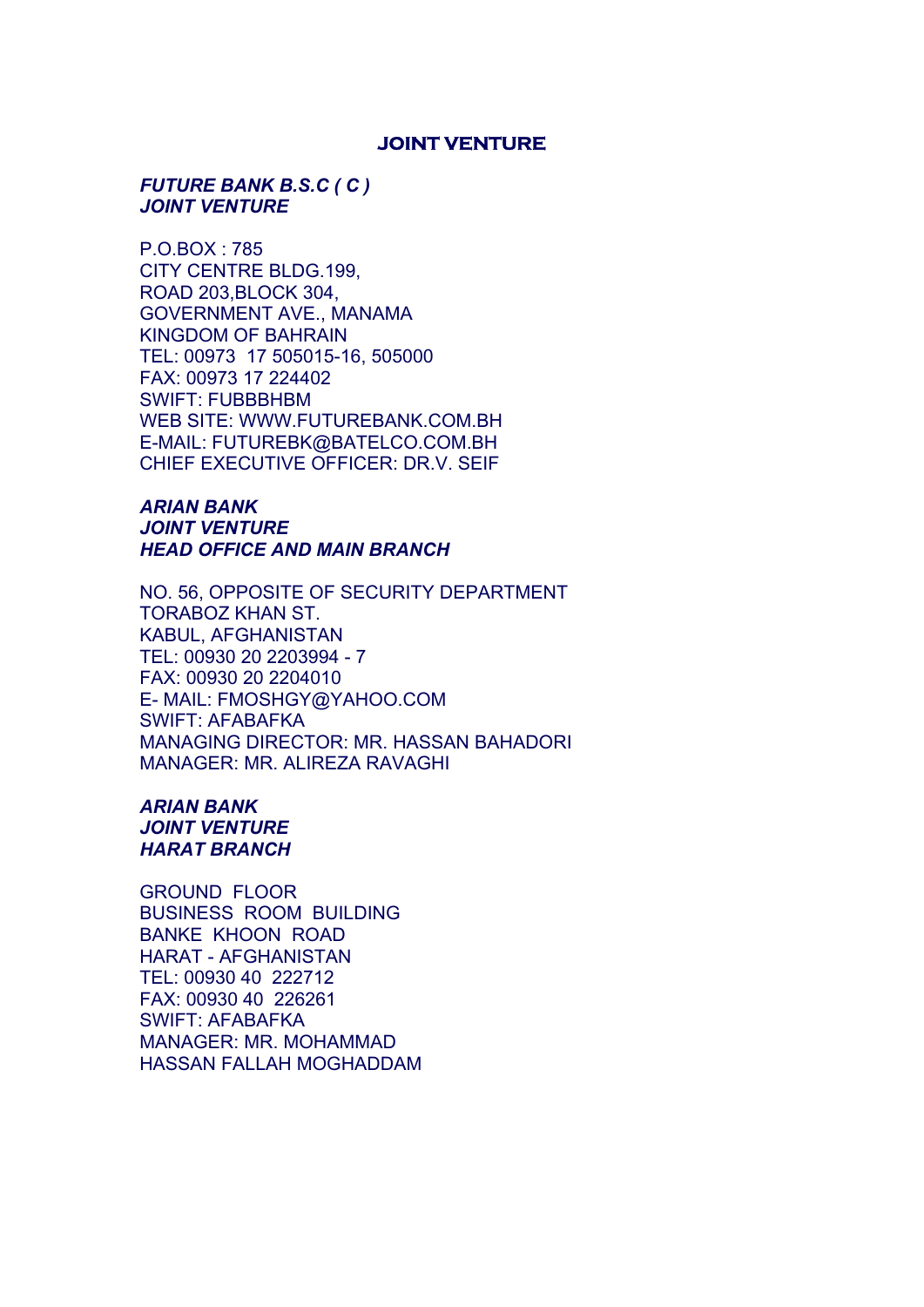## JOINT VENTURE

***FUTURE BANK B.S.C ( C )***
***JOINT VENTURE***

P.O.BOX : 785
CITY CENTRE BLDG.199,
ROAD 203,BLOCK 304,
GOVERNMENT AVE., MANAMA
KINGDOM OF BAHRAIN
TEL: 00973 17 505015-16, 505000
FAX: 00973 17 224402
SWIFT: FUBBBHBM
WEB SITE: WWW.FUTUREBANK.COM.BH
E-MAIL: FUTUREBK@BATELCO.COM.BH
CHIEF EXECUTIVE OFFICER: DR.V. SEIF

***ARIAN BANK***
***JOINT VENTURE***
***HEAD OFFICE AND MAIN BRANCH***

NO. 56, OPPOSITE OF SECURITY DEPARTMENT
TORABOZ KHAN ST.
KABUL, AFGHANISTAN
TEL: 00930 20 2203994 - 7
FAX: 00930 20 2204010
E- MAIL: FMOSHGY@YAHOO.COM
SWIFT: AFABAFKA
MANAGING DIRECTOR: MR. HASSAN BAHADORI
MANAGER: MR. ALIREZA RAVAGHI

***ARIAN BANK***
***JOINT VENTURE***
***HARAT BRANCH***

GROUND FLOOR
BUSINESS ROOM BUILDING
BANKE KHOON ROAD
HARAT - AFGHANISTAN
TEL: 00930 40 222712
FAX: 00930 40 226261
SWIFT: AFABAFKA
MANAGER: MR. MOHAMMAD
HASSAN FALLAH MOGHADDAM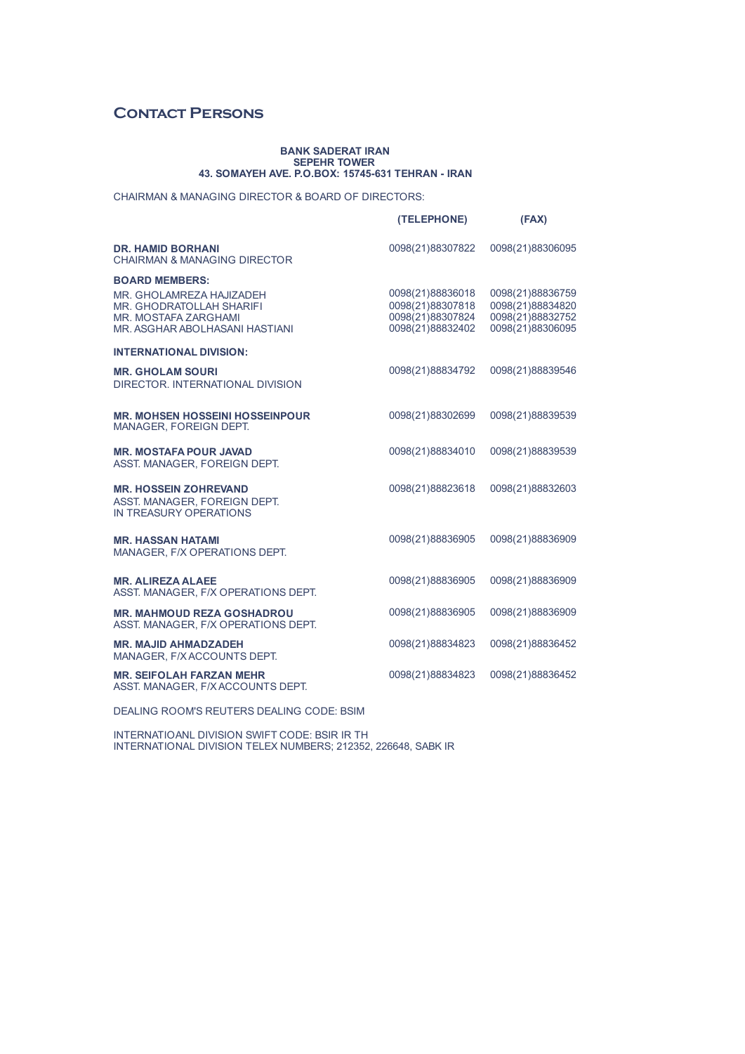# Contact Persons

**BANK SADERAT IRAN**
**SEPEHR TOWER**
**43. SOMAYEH AVE. P.O.BOX: 15745-631 TEHRAN - IRAN**

CHAIRMAN & MANAGING DIRECTOR & BOARD OF DIRECTORS:

| | (TELEPHONE) | (FAX) |
|---|---|---|
| **DR. HAMID BORHANI**<br>CHAIRMAN & MANAGING DIRECTOR | 0098(21)88307822 | 0098(21)88306095 |
| **BOARD MEMBERS:** | | |
| MR. GHOLAMREZA HAJIZADEH | 0098(21)88836018 | 0098(21)88836759 |
| MR. GHODRATOLLAH SHARIFI | 0098(21)88307818 | 0098(21)88834820 |
| MR. MOSTAFA ZARGHAMI | 0098(21)88307824 | 0098(21)88832752 |
| MR. ASGHAR ABOLHASANI HASTIANI | 0098(21)88832402 | 0098(21)88306095 |
| **INTERNATIONAL DIVISION:** | | |
| **MR. GHOLAM SOURI**<br>DIRECTOR. INTERNATIONAL DIVISION | 0098(21)88834792 | 0098(21)88839546 |
| **MR. MOHSEN HOSSEINI HOSSEINPOUR**<br>MANAGER, FOREIGN DEPT. | 0098(21)88302699 | 0098(21)88839539 |
| **MR. MOSTAFA POUR JAVAD**<br>ASST. MANAGER, FOREIGN DEPT. | 0098(21)88834010 | 0098(21)88839539 |
| **MR. HOSSEIN ZOHREVAND**<br>ASST. MANAGER, FOREIGN DEPT.<br>IN TREASURY OPERATIONS | 0098(21)88823618 | 0098(21)88832603 |
| **MR. HASSAN HATAMI**<br>MANAGER, F/X OPERATIONS DEPT. | 0098(21)88836905 | 0098(21)88836909 |
| **MR. ALIREZA ALAEE**<br>ASST. MANAGER, F/X OPERATIONS DEPT. | 0098(21)88836905 | 0098(21)88836909 |
| **MR. MAHMOUD REZA GOSHADROU**<br>ASST. MANAGER, F/X OPERATIONS DEPT. | 0098(21)88836905 | 0098(21)88836909 |
| **MR. MAJID AHMADZADEH**<br>MANAGER, F/X ACCOUNTS DEPT. | 0098(21)88834823 | 0098(21)88836452 |
| **MR. SEIFOLAH FARZAN MEHR**<br>ASST. MANAGER, F/X ACCOUNTS DEPT. | 0098(21)88834823 | 0098(21)88836452 |

DEALING ROOM'S REUTERS DEALING CODE: BSIM

INTERNATIOANL DIVISION SWIFT CODE: BSIR IR TH
INTERNATIONAL DIVISION TELEX NUMBERS; 212352, 226648, SABK IR